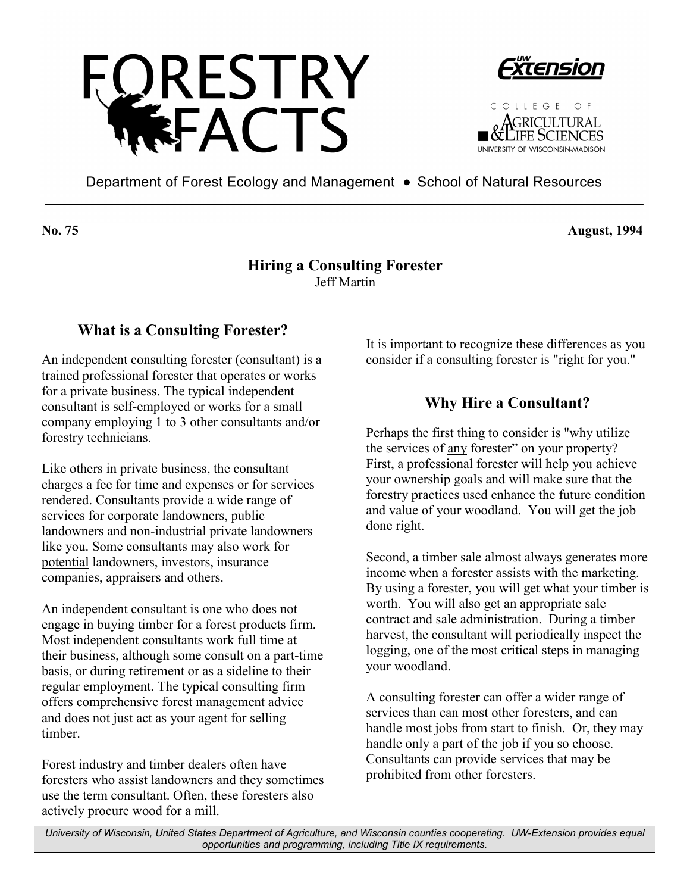# FORESTRY FACTS

Department of Forest Ecology and Management • School of Natural Resources

**No. 75** **August, 1994**

## Hiring a Consulting Forester

Jeff Martin

### What is a Consulting Forester?

An independent consulting forester (consultant) is a trained professional forester that operates or works for a private business. The typical independent consultant is self-employed or works for a small company employing 1 to 3 other consultants and/or forestry technicians.

Like others in private business, the consultant charges a fee for time and expenses or for services rendered. Consultants provide a wide range of services for corporate landowners, public landowners and non-industrial private landowners like you. Some consultants may also work for potential landowners, investors, insurance companies, appraisers and others.

An independent consultant is one who does not engage in buying timber for a forest products firm. Most independent consultants work full time at their business, although some consult on a part-time basis, or during retirement or as a sideline to their regular employment. The typical consulting firm offers comprehensive forest management advice and does not just act as your agent for selling timber.

Forest industry and timber dealers often have foresters who assist landowners and they sometimes use the term consultant. Often, these foresters also actively procure wood for a mill.

It is important to recognize these differences as you consider if a consulting forester is "right for you."

### Why Hire a Consultant?

Perhaps the first thing to consider is "why utilize the services of any forester" on your property? First, a professional forester will help you achieve your ownership goals and will make sure that the forestry practices used enhance the future condition and value of your woodland. You will get the job done right.

Second, a timber sale almost always generates more income when a forester assists with the marketing. By using a forester, you will get what your timber is worth. You will also get an appropriate sale contract and sale administration. During a timber harvest, the consultant will periodically inspect the logging, one of the most critical steps in managing your woodland.

A consulting forester can offer a wider range of services than can most other foresters, and can handle most jobs from start to finish. Or, they may handle only a part of the job if you so choose. Consultants can provide services that may be prohibited from other foresters.

*University of Wisconsin, United States Department of Agriculture, and Wisconsin counties cooperating. UW-Extension provides equal opportunities and programming, including Title IX requirements.*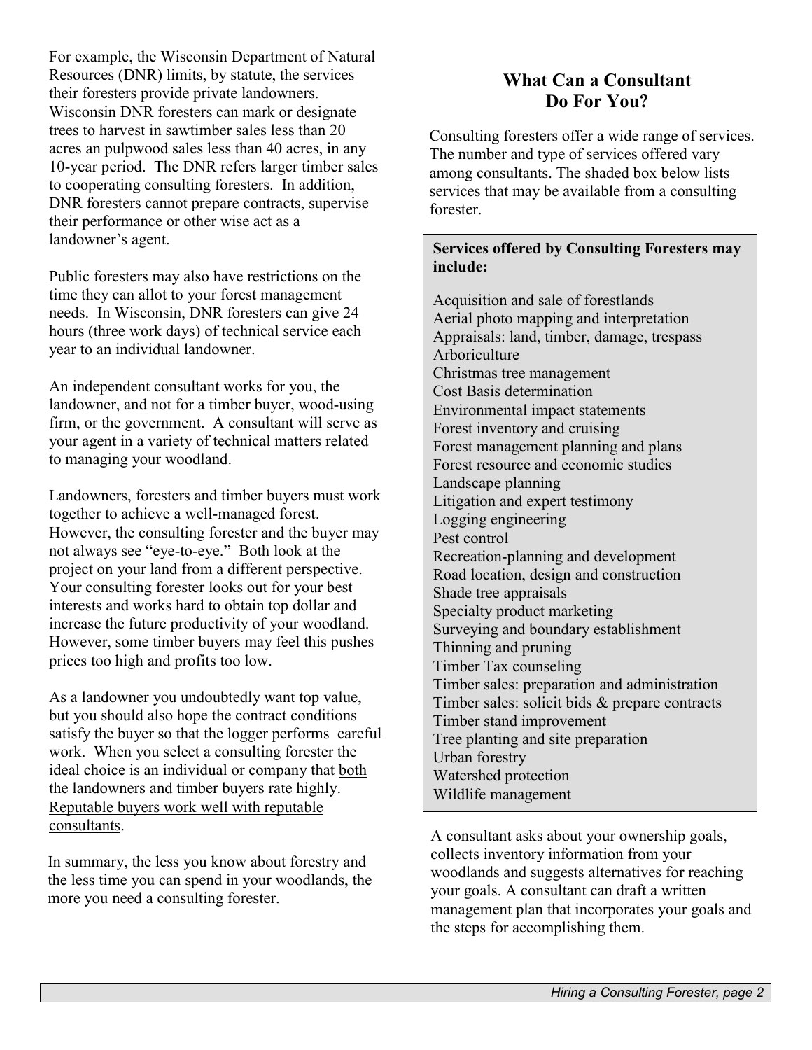For example, the Wisconsin Department of Natural Resources (DNR) limits, by statute, the services their foresters provide private landowners. Wisconsin DNR foresters can mark or designate trees to harvest in sawtimber sales less than 20 acres an pulpwood sales less than 40 acres, in any 10-year period. The DNR refers larger timber sales to cooperating consulting foresters. In addition, DNR foresters cannot prepare contracts, supervise their performance or other wise act as a landowner's agent.

Public foresters may also have restrictions on the time they can allot to your forest management needs. In Wisconsin, DNR foresters can give 24 hours (three work days) of technical service each year to an individual landowner.

An independent consultant works for you, the landowner, and not for a timber buyer, wood-using firm, or the government. A consultant will serve as your agent in a variety of technical matters related to managing your woodland.

Landowners, foresters and timber buyers must work together to achieve a well-managed forest. However, the consulting forester and the buyer may not always see "eye-to-eye." Both look at the project on your land from a different perspective. Your consulting forester looks out for your best interests and works hard to obtain top dollar and increase the future productivity of your woodland. However, some timber buyers may feel this pushes prices too high and profits too low.

As a landowner you undoubtedly want top value, but you should also hope the contract conditions satisfy the buyer so that the logger performs careful work. When you select a consulting forester the ideal choice is an individual or company that <u>both</u> the landowners and timber buyers rate highly. <u>Reputable buyers work well with reputable consultants</u>.

In summary, the less you know about forestry and the less time you can spend in your woodlands, the more you need a consulting forester.

## What Can a Consultant Do For You?

Consulting foresters offer a wide range of services. The number and type of services offered vary among consultants. The shaded box below lists services that may be available from a consulting forester.

**Services offered by Consulting Foresters may include:**

- Acquisition and sale of forestlands
- Aerial photo mapping and interpretation
- Appraisals: land, timber, damage, trespass
- Arboriculture
- Christmas tree management
- Cost Basis determination
- Environmental impact statements
- Forest inventory and cruising
- Forest management planning and plans
- Forest resource and economic studies
- Landscape planning
- Litigation and expert testimony
- Logging engineering
- Pest control
- Recreation-planning and development
- Road location, design and construction
- Shade tree appraisals
- Specialty product marketing
- Surveying and boundary establishment
- Thinning and pruning
- Timber Tax counseling
- Timber sales: preparation and administration
- Timber sales: solicit bids & prepare contracts
- Timber stand improvement
- Tree planting and site preparation
- Urban forestry
- Watershed protection
- Wildlife management

A consultant asks about your ownership goals, collects inventory information from your woodlands and suggests alternatives for reaching your goals. A consultant can draft a written management plan that incorporates your goals and the steps for accomplishing them.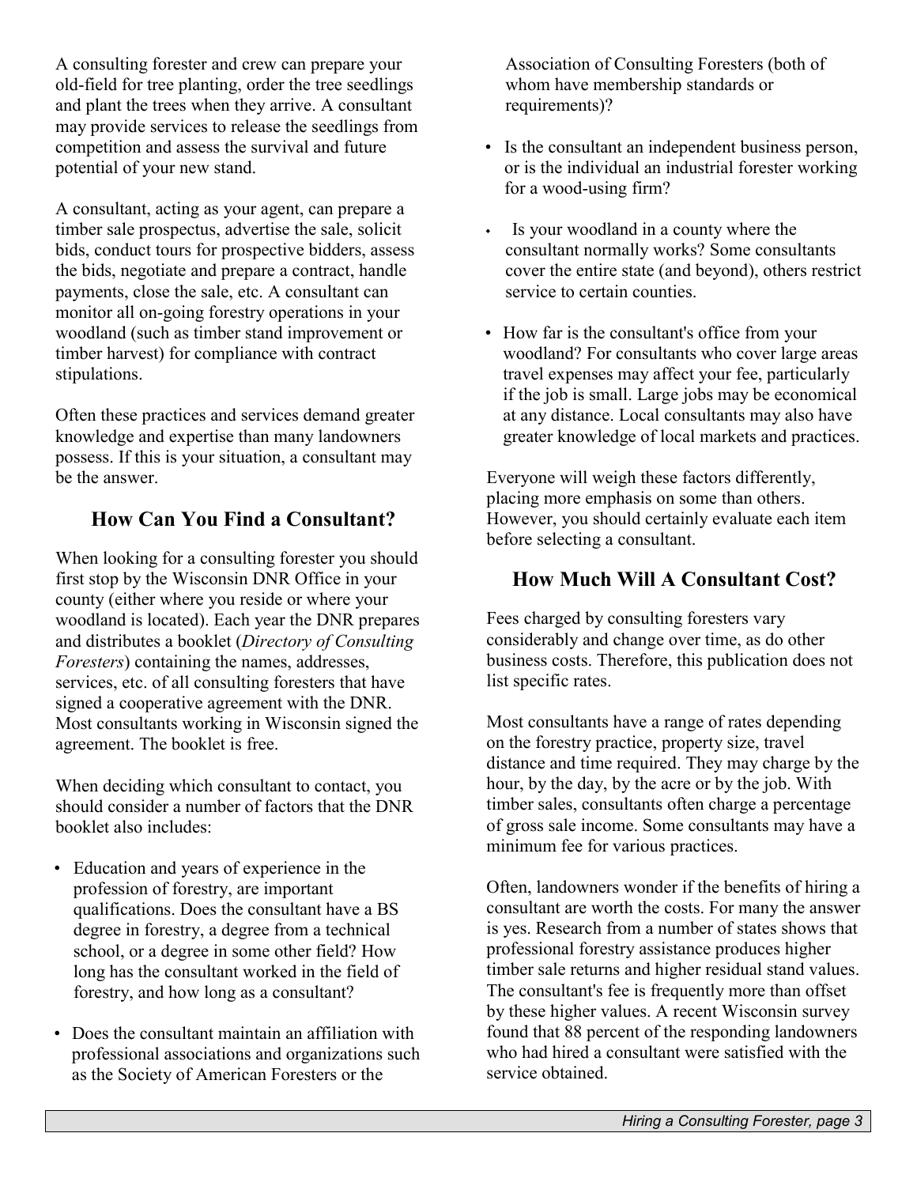A consulting forester and crew can prepare your old-field for tree planting, order the tree seedlings and plant the trees when they arrive. A consultant may provide services to release the seedlings from competition and assess the survival and future potential of your new stand.

A consultant, acting as your agent, can prepare a timber sale prospectus, advertise the sale, solicit bids, conduct tours for prospective bidders, assess the bids, negotiate and prepare a contract, handle payments, close the sale, etc. A consultant can monitor all on-going forestry operations in your woodland (such as timber stand improvement or timber harvest) for compliance with contract stipulations.

Often these practices and services demand greater knowledge and expertise than many landowners possess. If this is your situation, a consultant may be the answer.

## How Can You Find a Consultant?

When looking for a consulting forester you should first stop by the Wisconsin DNR Office in your county (either where you reside or where your woodland is located). Each year the DNR prepares and distributes a booklet (*Directory of Consulting Foresters*) containing the names, addresses, services, etc. of all consulting foresters that have signed a cooperative agreement with the DNR. Most consultants working in Wisconsin signed the agreement. The booklet is free.

When deciding which consultant to contact, you should consider a number of factors that the DNR booklet also includes:

- Education and years of experience in the profession of forestry, are important qualifications. Does the consultant have a BS degree in forestry, a degree from a technical school, or a degree in some other field? How long has the consultant worked in the field of forestry, and how long as a consultant?
- Does the consultant maintain an affiliation with professional associations and organizations such as the Society of American Foresters or the Association of Consulting Foresters (both of whom have membership standards or requirements)?
- Is the consultant an independent business person, or is the individual an industrial forester working for a wood-using firm?
- Is your woodland in a county where the consultant normally works? Some consultants cover the entire state (and beyond), others restrict service to certain counties.
- How far is the consultant's office from your woodland? For consultants who cover large areas travel expenses may affect your fee, particularly if the job is small. Large jobs may be economical at any distance. Local consultants may also have greater knowledge of local markets and practices.

Everyone will weigh these factors differently, placing more emphasis on some than others. However, you should certainly evaluate each item before selecting a consultant.

## How Much Will A Consultant Cost?

Fees charged by consulting foresters vary considerably and change over time, as do other business costs. Therefore, this publication does not list specific rates.

Most consultants have a range of rates depending on the forestry practice, property size, travel distance and time required. They may charge by the hour, by the day, by the acre or by the job. With timber sales, consultants often charge a percentage of gross sale income. Some consultants may have a minimum fee for various practices.

Often, landowners wonder if the benefits of hiring a consultant are worth the costs. For many the answer is yes. Research from a number of states shows that professional forestry assistance produces higher timber sale returns and higher residual stand values. The consultant's fee is frequently more than offset by these higher values. A recent Wisconsin survey found that 88 percent of the responding landowners who had hired a consultant were satisfied with the service obtained.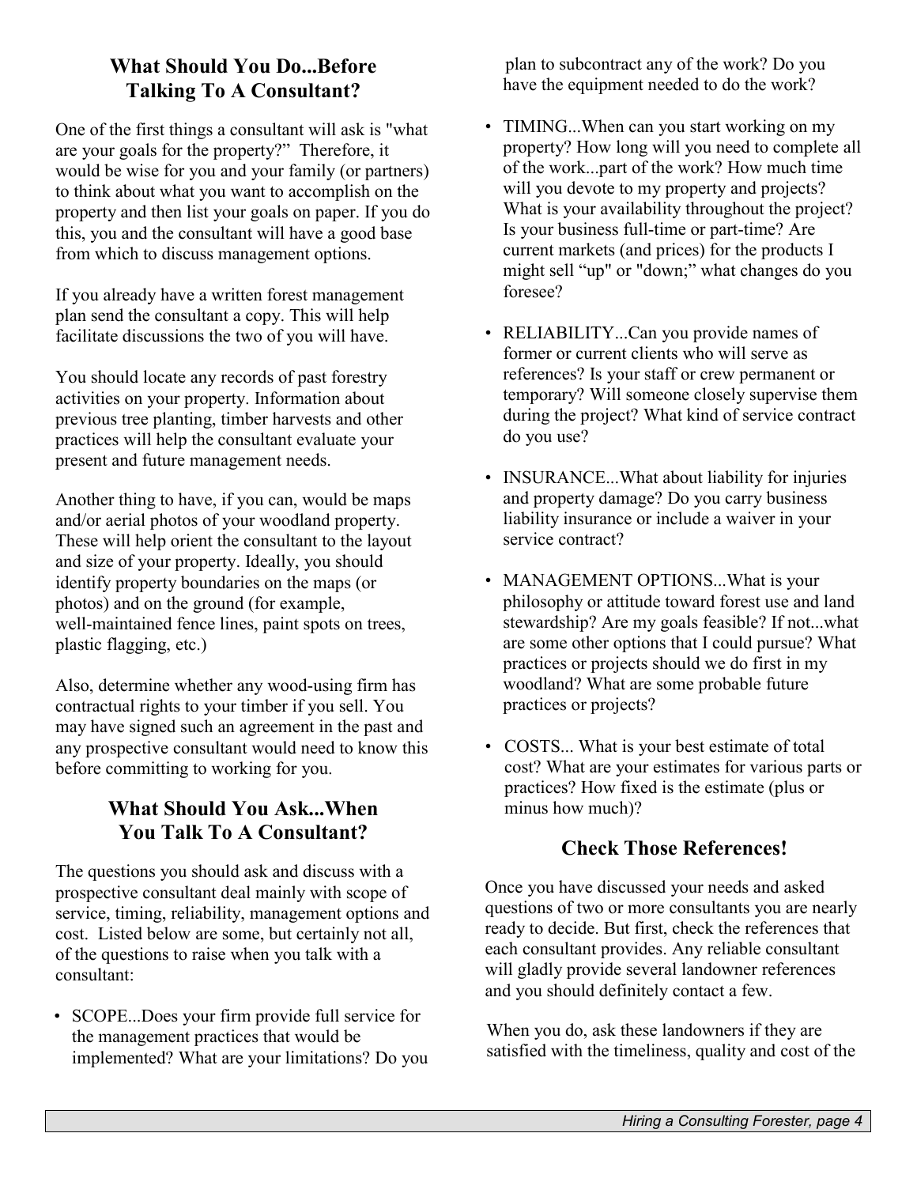## What Should You Do...Before Talking To A Consultant?

One of the first things a consultant will ask is "what are your goals for the property?" Therefore, it would be wise for you and your family (or partners) to think about what you want to accomplish on the property and then list your goals on paper. If you do this, you and the consultant will have a good base from which to discuss management options.

If you already have a written forest management plan send the consultant a copy. This will help facilitate discussions the two of you will have.

You should locate any records of past forestry activities on your property. Information about previous tree planting, timber harvests and other practices will help the consultant evaluate your present and future management needs.

Another thing to have, if you can, would be maps and/or aerial photos of your woodland property. These will help orient the consultant to the layout and size of your property. Ideally, you should identify property boundaries on the maps (or photos) and on the ground (for example, well-maintained fence lines, paint spots on trees, plastic flagging, etc.)

Also, determine whether any wood-using firm has contractual rights to your timber if you sell. You may have signed such an agreement in the past and any prospective consultant would need to know this before committing to working for you.

## What Should You Ask...When You Talk To A Consultant?

The questions you should ask and discuss with a prospective consultant deal mainly with scope of service, timing, reliability, management options and cost. Listed below are some, but certainly not all, of the questions to raise when you talk with a consultant:

- SCOPE...Does your firm provide full service for the management practices that would be implemented? What are your limitations? Do you plan to subcontract any of the work? Do you have the equipment needed to do the work?
- TIMING...When can you start working on my property? How long will you need to complete all of the work...part of the work? How much time will you devote to my property and projects? What is your availability throughout the project? Is your business full-time or part-time? Are current markets (and prices) for the products I might sell "up" or "down;" what changes do you foresee?
- RELIABILITY...Can you provide names of former or current clients who will serve as references? Is your staff or crew permanent or temporary? Will someone closely supervise them during the project? What kind of service contract do you use?
- INSURANCE...What about liability for injuries and property damage? Do you carry business liability insurance or include a waiver in your service contract?
- MANAGEMENT OPTIONS...What is your philosophy or attitude toward forest use and land stewardship? Are my goals feasible? If not...what are some other options that I could pursue? What practices or projects should we do first in my woodland? What are some probable future practices or projects?
- COSTS... What is your best estimate of total cost? What are your estimates for various parts or practices? How fixed is the estimate (plus or minus how much)?

## Check Those References!

Once you have discussed your needs and asked questions of two or more consultants you are nearly ready to decide. But first, check the references that each consultant provides. Any reliable consultant will gladly provide several landowner references and you should definitely contact a few.

When you do, ask these landowners if they are satisfied with the timeliness, quality and cost of the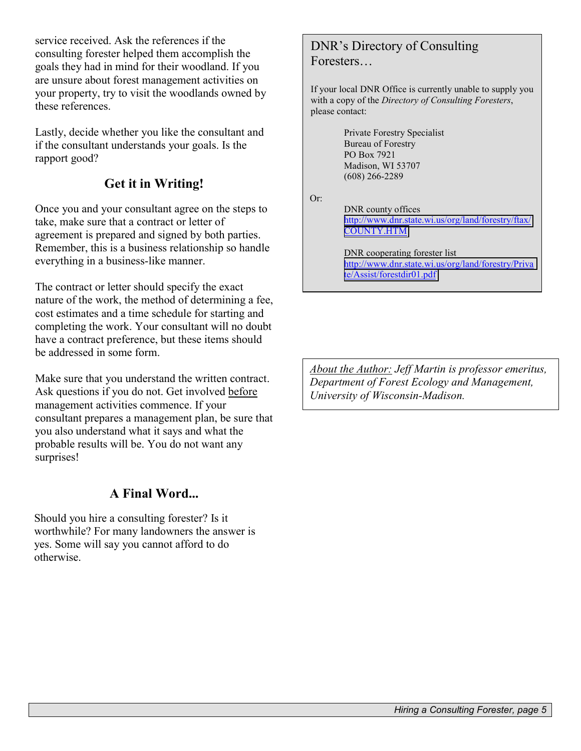service received. Ask the references if the consulting forester helped them accomplish the goals they had in mind for their woodland. If you are unsure about forest management activities on your property, try to visit the woodlands owned by these references.

Lastly, decide whether you like the consultant and if the consultant understands your goals. Is the rapport good?

## Get it in Writing!

Once you and your consultant agree on the steps to take, make sure that a contract or letter of agreement is prepared and signed by both parties. Remember, this is a business relationship so handle everything in a business-like manner.

The contract or letter should specify the exact nature of the work, the method of determining a fee, cost estimates and a time schedule for starting and completing the work. Your consultant will no doubt have a contract preference, but these items should be addressed in some form.

Make sure that you understand the written contract. Ask questions if you do not. Get involved before management activities commence. If your consultant prepares a management plan, be sure that you also understand what it says and what the probable results will be. You do not want any surprises!

## A Final Word...

Should you hire a consulting forester? Is it worthwhile? For many landowners the answer is yes. Some will say you cannot afford to do otherwise.

### DNR's Directory of Consulting Foresters…

If your local DNR Office is currently unable to supply you with a copy of the *Directory of Consulting Foresters*, please contact:

Private Forestry Specialist
Bureau of Forestry
PO Box 7921
Madison, WI 53707
(608) 266-2289

Or:

DNR county offices
http://www.dnr.state.wi.us/org/land/forestry/ftax/COUNTY.HTM

DNR cooperating forester list
http://www.dnr.state.wi.us/org/land/forestry/Private/Assist/forestdir01.pdf

*About the Author: Jeff Martin is professor emeritus, Department of Forest Ecology and Management, University of Wisconsin-Madison.*